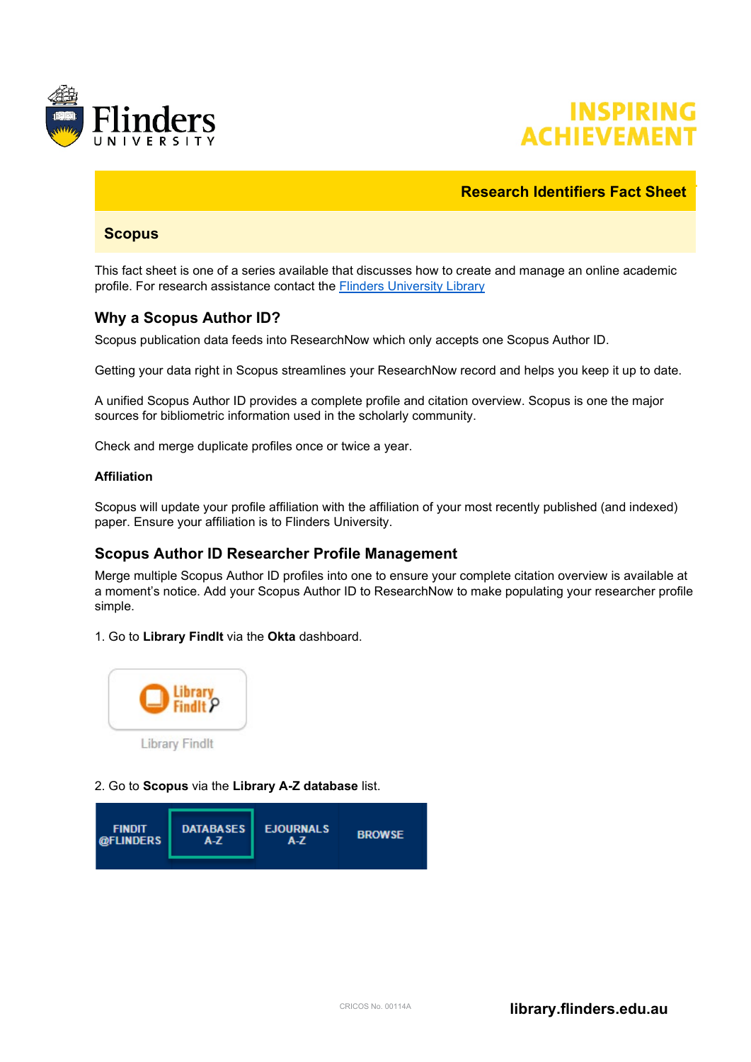# Research Identifiers Fact Sheet

## Scopus

This fact sheet is one of a series available that discusses how to create and manage an online academic profile. For research assistance contact the [Flinders University Library](library.flinders.edu.au)

## Why a Scopus Author ID?

Scopus publication data feeds into ResearchNow which only accepts one Scopus Author ID.

Getting your data right in Scopus streamlines your ResearchNow record and helps you keep it up to date.

A unified Scopus Author ID provides a complete profile and citation overview. Scopus is one the major sources for bibliometric information used in the scholarly community.

Check and merge duplicate profiles once or twice a year.

### Affiliation

Scopus will update your profile affiliation with the affiliation of your most recently published (and indexed) paper. Ensure your affiliation is to Flinders University.

## Scopus Author ID Researcher Profile Management

Merge multiple Scopus Author ID profiles into one to ensure your complete citation overview is available at a moment's notice. Add your Scopus Author ID to ResearchNow to make populating your researcher profile simple.

1. Go to **Library FindIt** via the **Okta** dashboard.

Library FindIt

2. Go to **Scopus** via the **Library A-Z database** list.

FINDIT @FLINDERS | DATABASES A-Z | EJOURNALS A-Z | BROWSE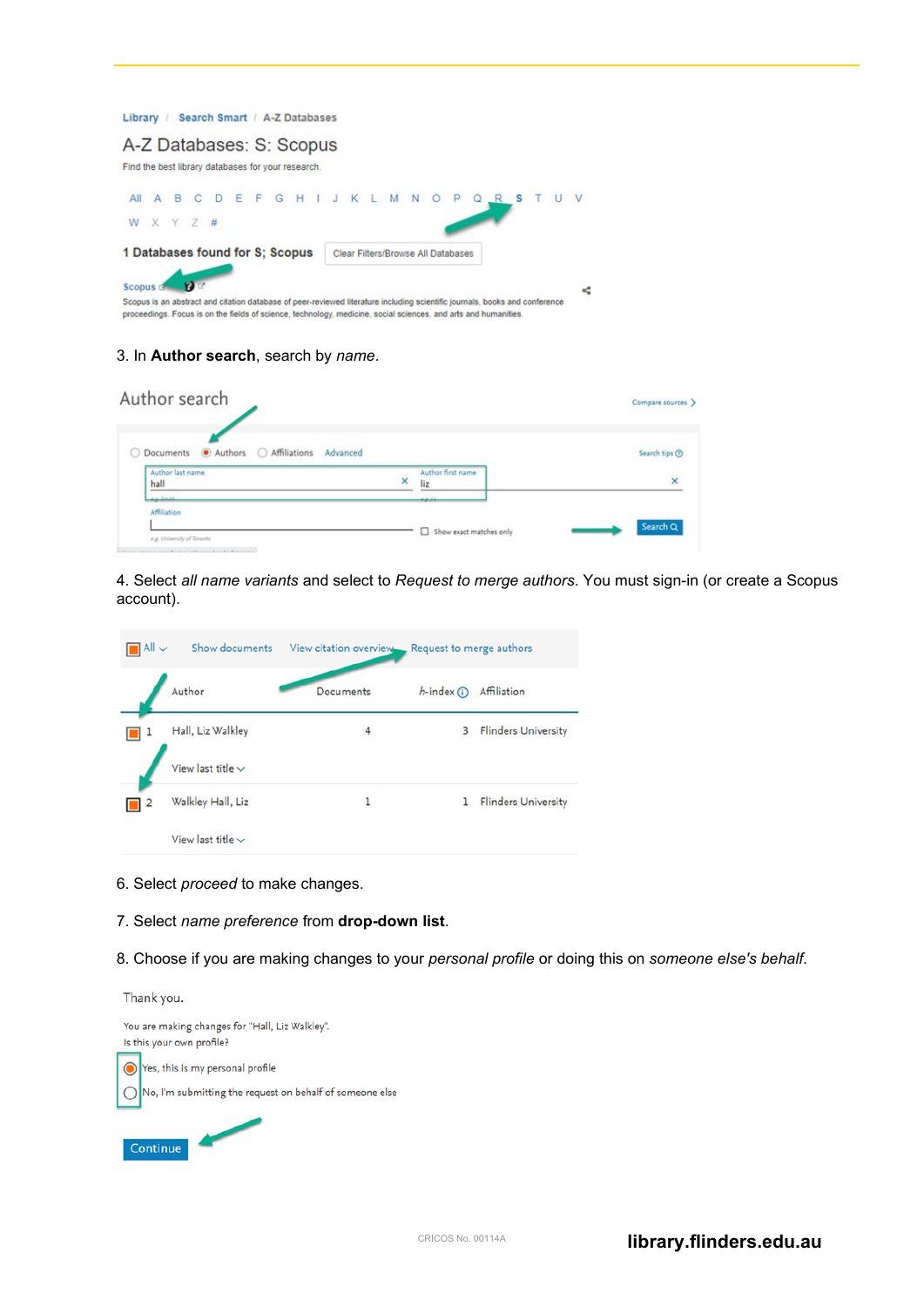3. In **Author search**, search by *name*.

4. Select *all name variants* and select to *Request to merge authors*. You must sign-in (or create a Scopus account).

6. Select *proceed* to make changes.

7. Select *name preference* from **drop-down list**.

8. Choose if you are making changes to your *personal profile* or doing this on *someone else's behalf.*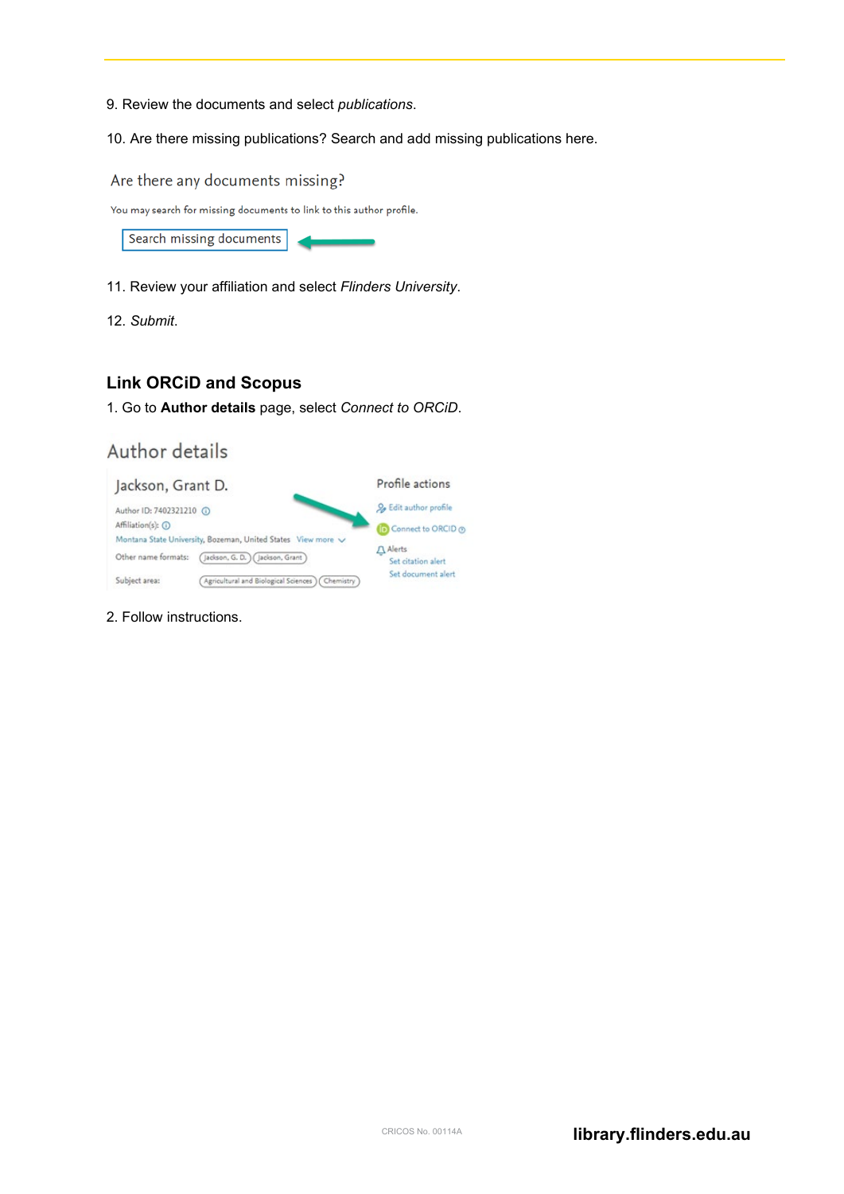9. Review the documents and select *publications*.

10. Are there missing publications? Search and add missing publications here.

Are there any documents missing?

You may search for missing documents to link to this author profile.

Search missing documents

11. Review your affiliation and select *Flinders University*.

12. *Submit*.

## Link ORCiD and Scopus

1. Go to **Author details** page, select *Connect to ORCiD*.

Author details

Jackson, Grant D.

Author ID: 7402321210

Affiliation(s):

Montana State University, Bozeman, United States View more

Other name formats: Jackson, G. D. Jackson, Grant

Subject area: Agricultural and Biological Sciences Chemistry

Profile actions

Edit author profile

Connect to ORCID

Alerts

Set citation alert

Set document alert

2. Follow instructions.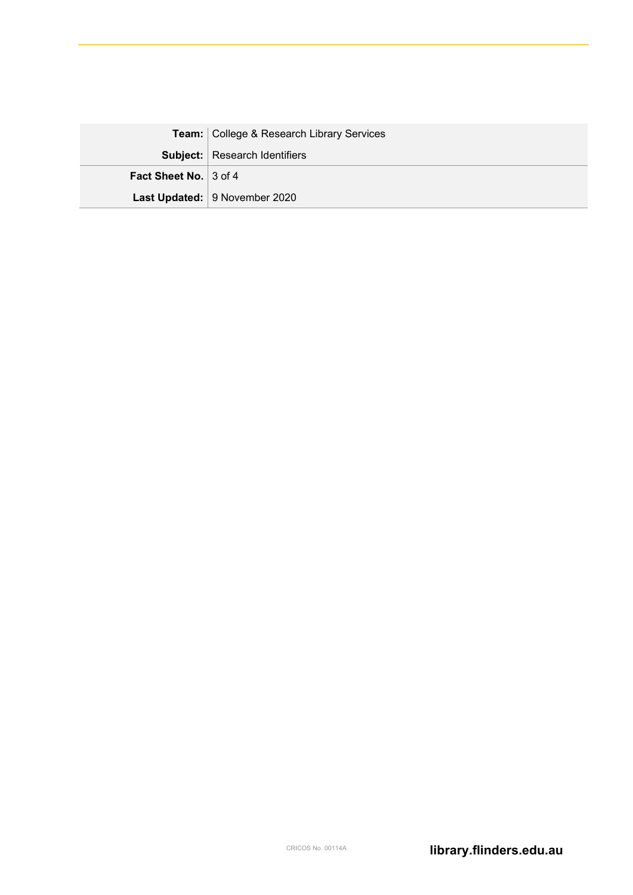| | |
|---|---|
| **Team:** | College & Research Library Services |
| **Subject:** | Research Identifiers |
| **Fact Sheet No.** | 3 of 4 |
| **Last Updated:** | 9 November 2020 |

CRICOS No. 00114A

**library.flinders.edu.au**